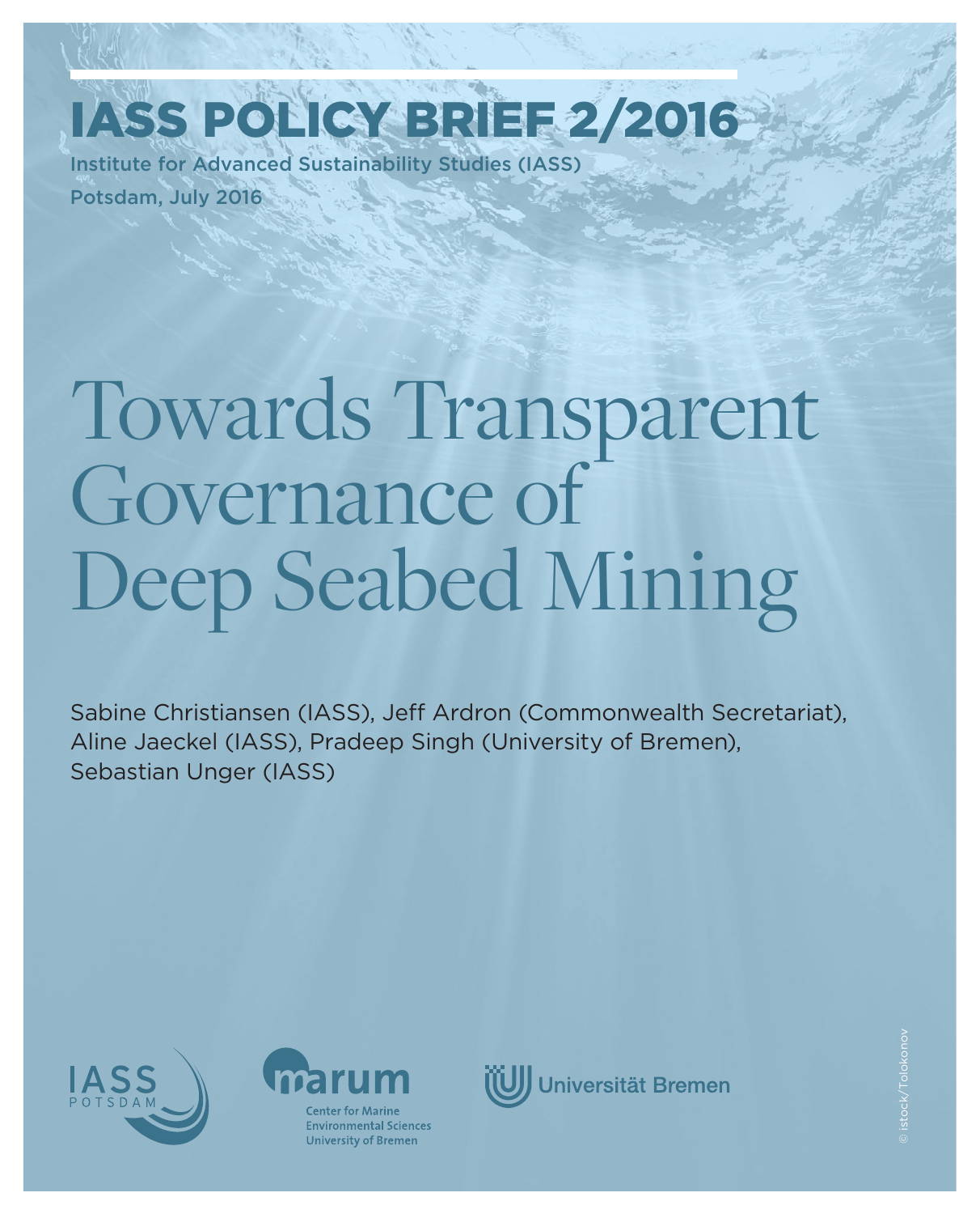IASS POLICY BRIEF 2/2016

Institute for Advanced Sustainability Studies (IASS)

Potsdam, July 2016

# Towards Transparent Governance of Deep Seabed Mining

Sabine Christiansen (IASS), Jeff Ardron (Commonwealth Secretariat), Aline Jaeckel (IASS), Pradeep Singh (University of Bremen), Sebastian Unger (IASS)

IASS POTSDAM

marum Center for Marine Environmental Sciences University of Bremen

Universität Bremen

© istock/Tolokonov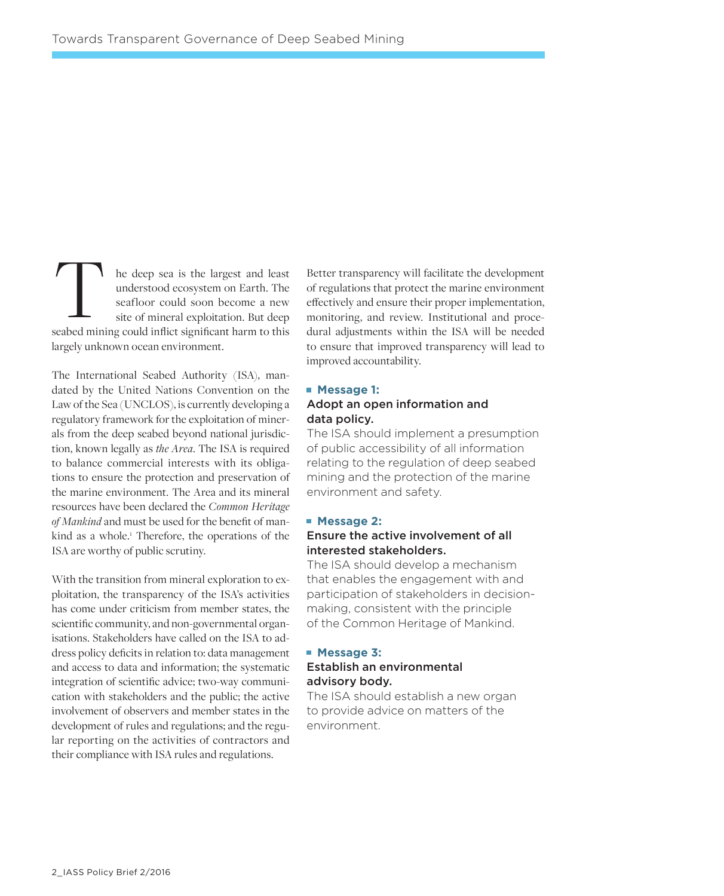The deep sea is the largest and least understood ecosystem on Earth. The seafloor could soon become a new site of mineral exploitation. But deep seabed mining could inflict significant harm to this largely unknown ocean environment.

The International Seabed Authority (ISA), mandated by the United Nations Convention on the Law of the Sea (UNCLOS), is currently developing a regulatory framework for the exploitation of minerals from the deep seabed beyond national jurisdiction, known legally as *the Area*. The ISA is required to balance commercial interests with its obligations to ensure the protection and preservation of the marine environment. The Area and its mineral resources have been declared the *Common Heritage of Mankind* and must be used for the benefit of mankind as a whole.[1] Therefore, the operations of the ISA are worthy of public scrutiny.

With the transition from mineral exploration to exploitation, the transparency of the ISA's activities has come under criticism from member states, the scientific community, and non-governmental organisations. Stakeholders have called on the ISA to address policy deficits in relation to: data management and access to data and information; the systematic integration of scientific advice; two-way communication with stakeholders and the public; the active involvement of observers and member states in the development of rules and regulations; and the regular reporting on the activities of contractors and their compliance with ISA rules and regulations.

Better transparency will facilitate the development of regulations that protect the marine environment effectively and ensure their proper implementation, monitoring, and review. Institutional and procedural adjustments within the ISA will be needed to ensure that improved transparency will lead to improved accountability.

**Message 1:**

**Adopt an open information and data policy.**

The ISA should implement a presumption of public accessibility of all information relating to the regulation of deep seabed mining and the protection of the marine environment and safety.

**Message 2:**

**Ensure the active involvement of all interested stakeholders.**

The ISA should develop a mechanism that enables the engagement with and participation of stakeholders in decision-making, consistent with the principle of the Common Heritage of Mankind.

**Message 3:**

**Establish an environmental advisory body.**

The ISA should establish a new organ to provide advice on matters of the environment.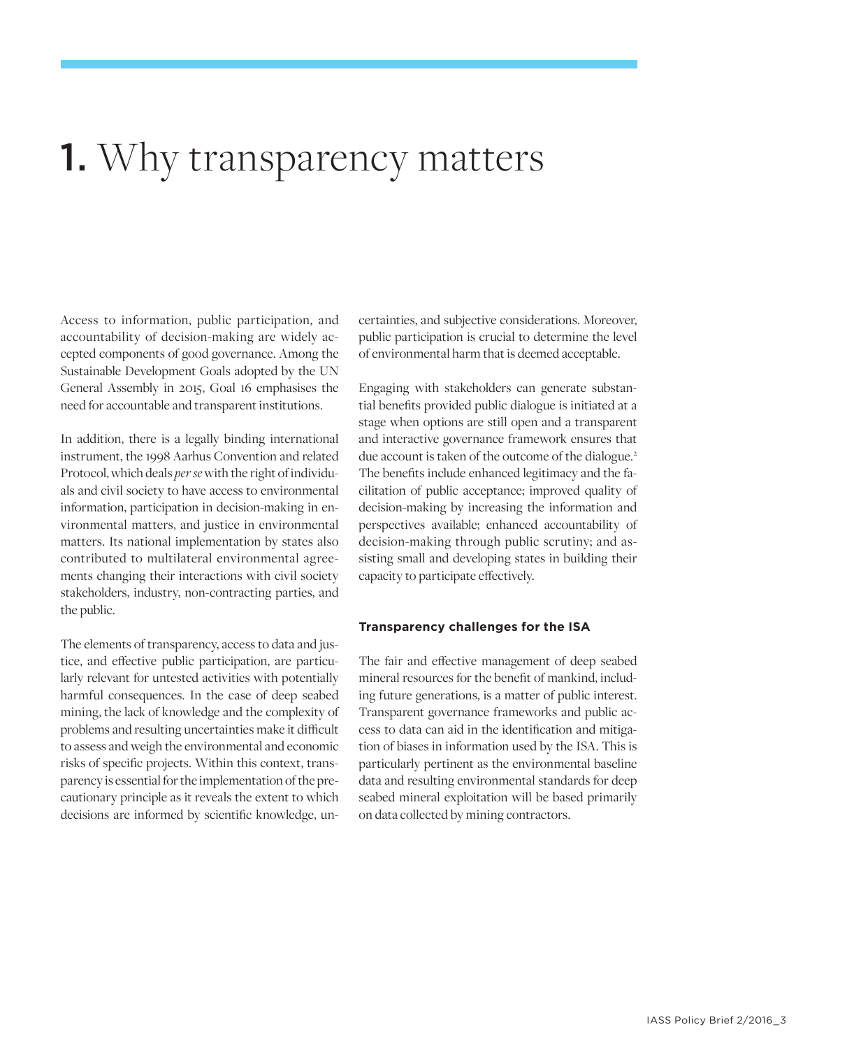# 1. Why transparency matters

Access to information, public participation, and accountability of decision-making are widely accepted components of good governance. Among the Sustainable Development Goals adopted by the UN General Assembly in 2015, Goal 16 emphasises the need for accountable and transparent institutions.

In addition, there is a legally binding international instrument, the 1998 Aarhus Convention and related Protocol, which deals *per se* with the right of individuals and civil society to have access to environmental information, participation in decision-making in environmental matters, and justice in environmental matters. Its national implementation by states also contributed to multilateral environmental agreements changing their interactions with civil society stakeholders, industry, non-contracting parties, and the public.

The elements of transparency, access to data and justice, and effective public participation, are particularly relevant for untested activities with potentially harmful consequences. In the case of deep seabed mining, the lack of knowledge and the complexity of problems and resulting uncertainties make it difficult to assess and weigh the environmental and economic risks of specific projects. Within this context, transparency is essential for the implementation of the precautionary principle as it reveals the extent to which decisions are informed by scientific knowledge, uncertainties, and subjective considerations. Moreover, public participation is crucial to determine the level of environmental harm that is deemed acceptable.

Engaging with stakeholders can generate substantial benefits provided public dialogue is initiated at a stage when options are still open and a transparent and interactive governance framework ensures that due account is taken of the outcome of the dialogue.[2] The benefits include enhanced legitimacy and the facilitation of public acceptance; improved quality of decision-making by increasing the information and perspectives available; enhanced accountability of decision-making through public scrutiny; and assisting small and developing states in building their capacity to participate effectively.

**Transparency challenges for the ISA**

The fair and effective management of deep seabed mineral resources for the benefit of mankind, including future generations, is a matter of public interest. Transparent governance frameworks and public access to data can aid in the identification and mitigation of biases in information used by the ISA. This is particularly pertinent as the environmental baseline data and resulting environmental standards for deep seabed mineral exploitation will be based primarily on data collected by mining contractors.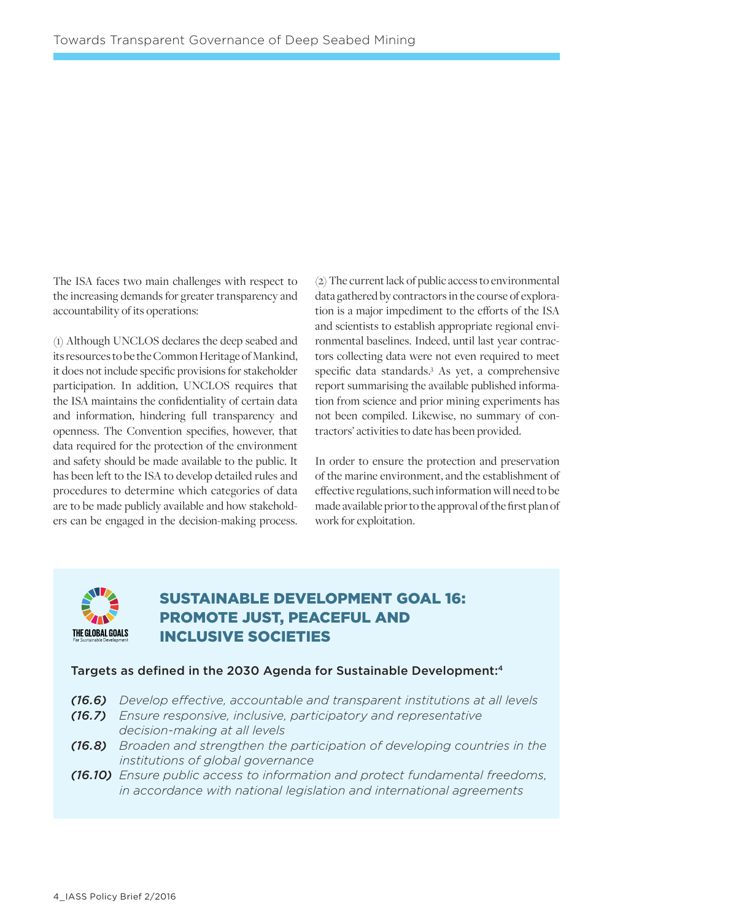The ISA faces two main challenges with respect to the increasing demands for greater transparency and accountability of its operations:

(1) Although UNCLOS declares the deep seabed and its resources to be the Common Heritage of Mankind, it does not include specific provisions for stakeholder participation. In addition, UNCLOS requires that the ISA maintains the confidentiality of certain data and information, hindering full transparency and openness. The Convention specifies, however, that data required for the protection of the environment and safety should be made available to the public. It has been left to the ISA to develop detailed rules and procedures to determine which categories of data are to be made publicly available and how stakeholders can be engaged in the decision-making process.

(2) The current lack of public access to environmental data gathered by contractors in the course of exploration is a major impediment to the efforts of the ISA and scientists to establish appropriate regional environmental baselines. Indeed, until last year contractors collecting data were not even required to meet specific data standards.[3] As yet, a comprehensive report summarising the available published information from science and prior mining experiments has not been compiled. Likewise, no summary of contractors' activities to date has been provided.

In order to ensure the protection and preservation of the marine environment, and the establishment of effective regulations, such information will need to be made available prior to the approval of the first plan of work for exploitation.

THE GLOBAL GOALS
For Sustainable Development

## SUSTAINABLE DEVELOPMENT GOAL 16: PROMOTE JUST, PEACEFUL AND INCLUSIVE SOCIETIES

**Targets as defined in the 2030 Agenda for Sustainable Development:**[4]

- ***(16.6)*** *Develop effective, accountable and transparent institutions at all levels*
- ***(16.7)*** *Ensure responsive, inclusive, participatory and representative decision-making at all levels*
- ***(16.8)*** *Broaden and strengthen the participation of developing countries in the institutions of global governance*
- ***(16.10)*** *Ensure public access to information and protect fundamental freedoms, in accordance with national legislation and international agreements*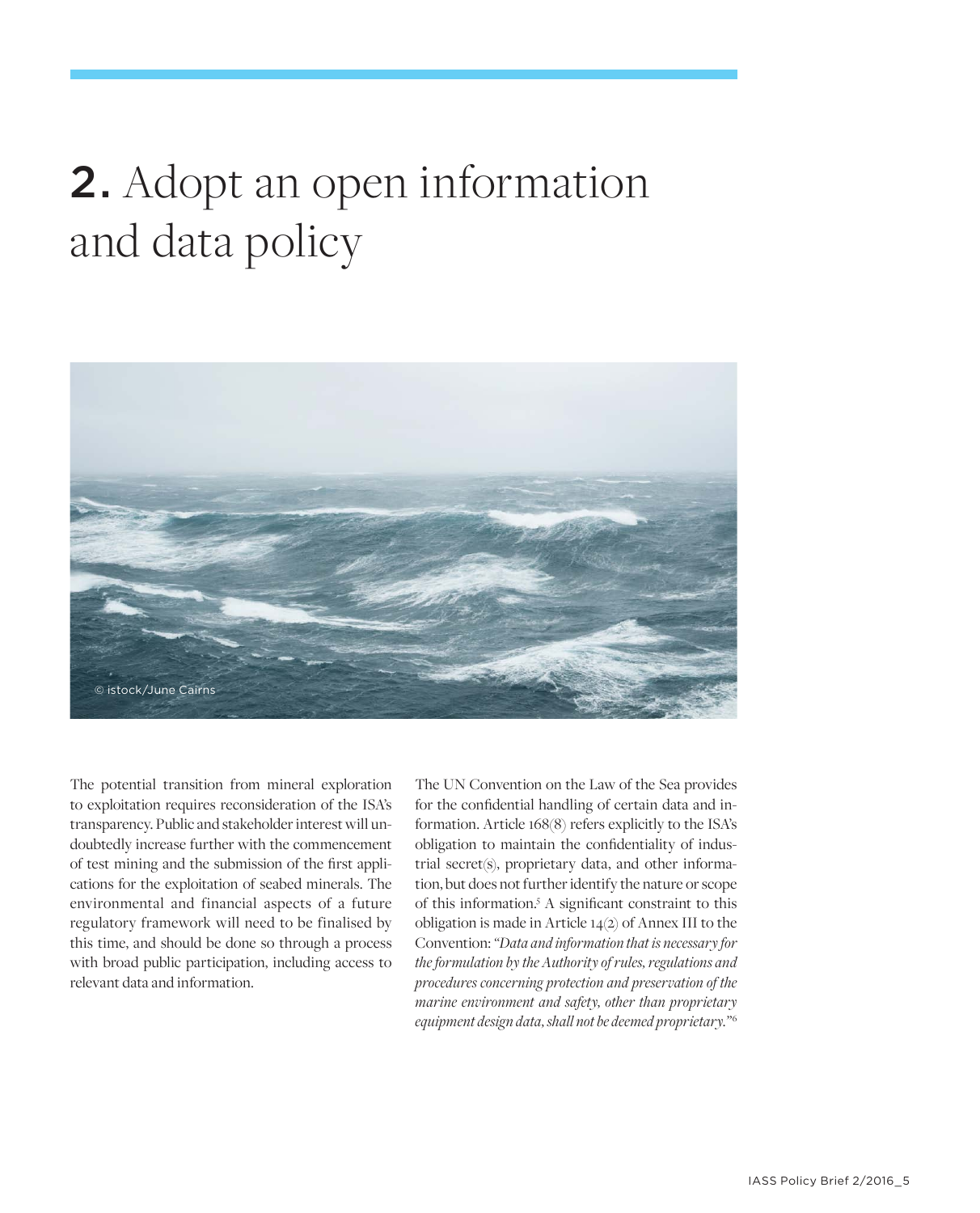# 2. Adopt an open information and data policy

© istock/June Cairns

The potential transition from mineral exploration to exploitation requires reconsideration of the ISA's transparency. Public and stakeholder interest will undoubtedly increase further with the commencement of test mining and the submission of the first applications for the exploitation of seabed minerals. The environmental and financial aspects of a future regulatory framework will need to be finalised by this time, and should be done so through a process with broad public participation, including access to relevant data and information.

The UN Convention on the Law of the Sea provides for the confidential handling of certain data and information. Article 168(8) refers explicitly to the ISA's obligation to maintain the confidentiality of industrial secret(s), proprietary data, and other information, but does not further identify the nature or scope of this information.[5] A significant constraint to this obligation is made in Article 14(2) of Annex III to the Convention: *"Data and information that is necessary for the formulation by the Authority of rules, regulations and procedures concerning protection and preservation of the marine environment and safety, other than proprietary equipment design data, shall not be deemed proprietary."*[6]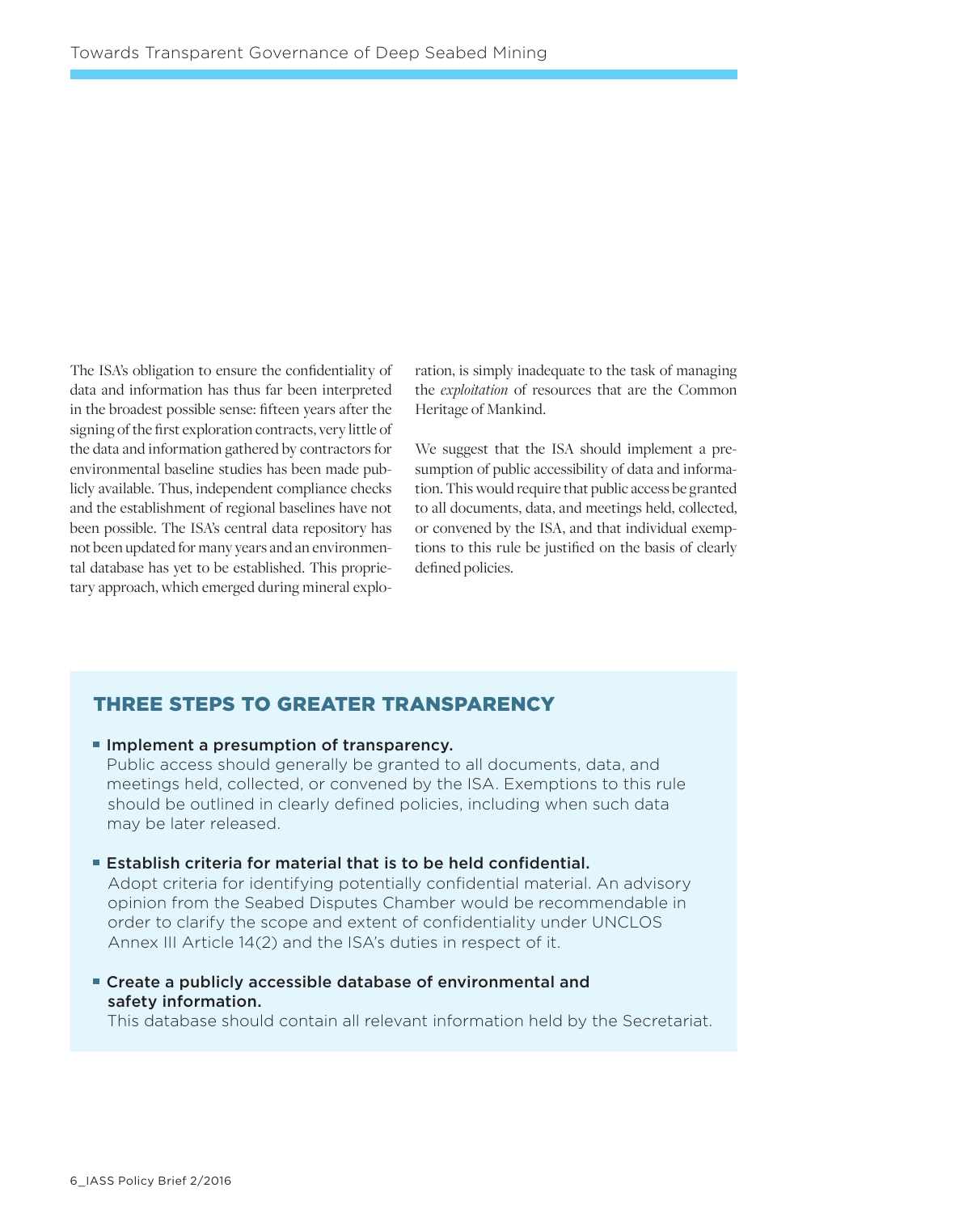The ISA's obligation to ensure the confidentiality of data and information has thus far been interpreted in the broadest possible sense: fifteen years after the signing of the first exploration contracts, very little of the data and information gathered by contractors for environmental baseline studies has been made publicly available. Thus, independent compliance checks and the establishment of regional baselines have not been possible. The ISA's central data repository has not been updated for many years and an environmental database has yet to be established. This proprietary approach, which emerged during mineral exploration, is simply inadequate to the task of managing the *exploitation* of resources that are the Common Heritage of Mankind.

We suggest that the ISA should implement a presumption of public accessibility of data and information. This would require that public access be granted to all documents, data, and meetings held, collected, or convened by the ISA, and that individual exemptions to this rule be justified on the basis of clearly defined policies.

## THREE STEPS TO GREATER TRANSPARENCY

- **Implement a presumption of transparency.**
  Public access should generally be granted to all documents, data, and meetings held, collected, or convened by the ISA. Exemptions to this rule should be outlined in clearly defined policies, including when such data may be later released.

- **Establish criteria for material that is to be held confidential.**
  Adopt criteria for identifying potentially confidential material. An advisory opinion from the Seabed Disputes Chamber would be recommendable in order to clarify the scope and extent of confidentiality under UNCLOS Annex III Article 14(2) and the ISA's duties in respect of it.

- **Create a publicly accessible database of environmental and safety information.**
  This database should contain all relevant information held by the Secretariat.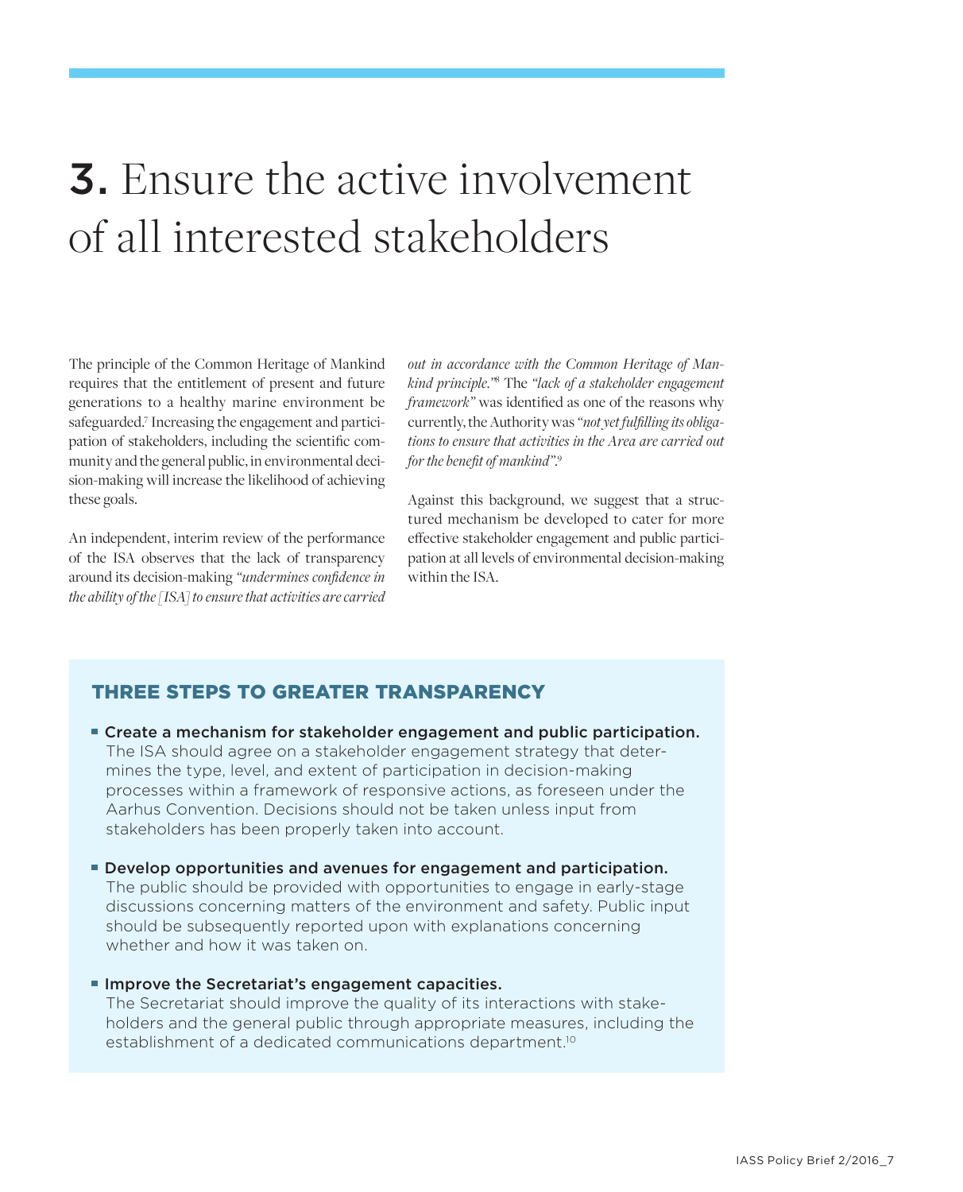# 3. Ensure the active involvement of all interested stakeholders

The principle of the Common Heritage of Mankind requires that the entitlement of present and future generations to a healthy marine environment be safeguarded.[7] Increasing the engagement and participation of stakeholders, including the scientific community and the general public, in environmental decision-making will increase the likelihood of achieving these goals.

An independent, interim review of the performance of the ISA observes that the lack of transparency around its decision-making *"undermines confidence in the ability of the [ISA] to ensure that activities are carried out in accordance with the Common Heritage of Mankind principle."*[8] The *"lack of a stakeholder engagement framework"* was identified as one of the reasons why currently, the Authority was *"not yet fulfilling its obligations to ensure that activities in the Area are carried out for the benefit of mankind"*.[9]

Against this background, we suggest that a structured mechanism be developed to cater for more effective stakeholder engagement and public participation at all levels of environmental decision-making within the ISA.

## THREE STEPS TO GREATER TRANSPARENCY

- **Create a mechanism for stakeholder engagement and public participation.** The ISA should agree on a stakeholder engagement strategy that determines the type, level, and extent of participation in decision-making processes within a framework of responsive actions, as foreseen under the Aarhus Convention. Decisions should not be taken unless input from stakeholders has been properly taken into account.
- **Develop opportunities and avenues for engagement and participation.** The public should be provided with opportunities to engage in early-stage discussions concerning matters of the environment and safety. Public input should be subsequently reported upon with explanations concerning whether and how it was taken on.
- **Improve the Secretariat's engagement capacities.** The Secretariat should improve the quality of its interactions with stakeholders and the general public through appropriate measures, including the establishment of a dedicated communications department.[10]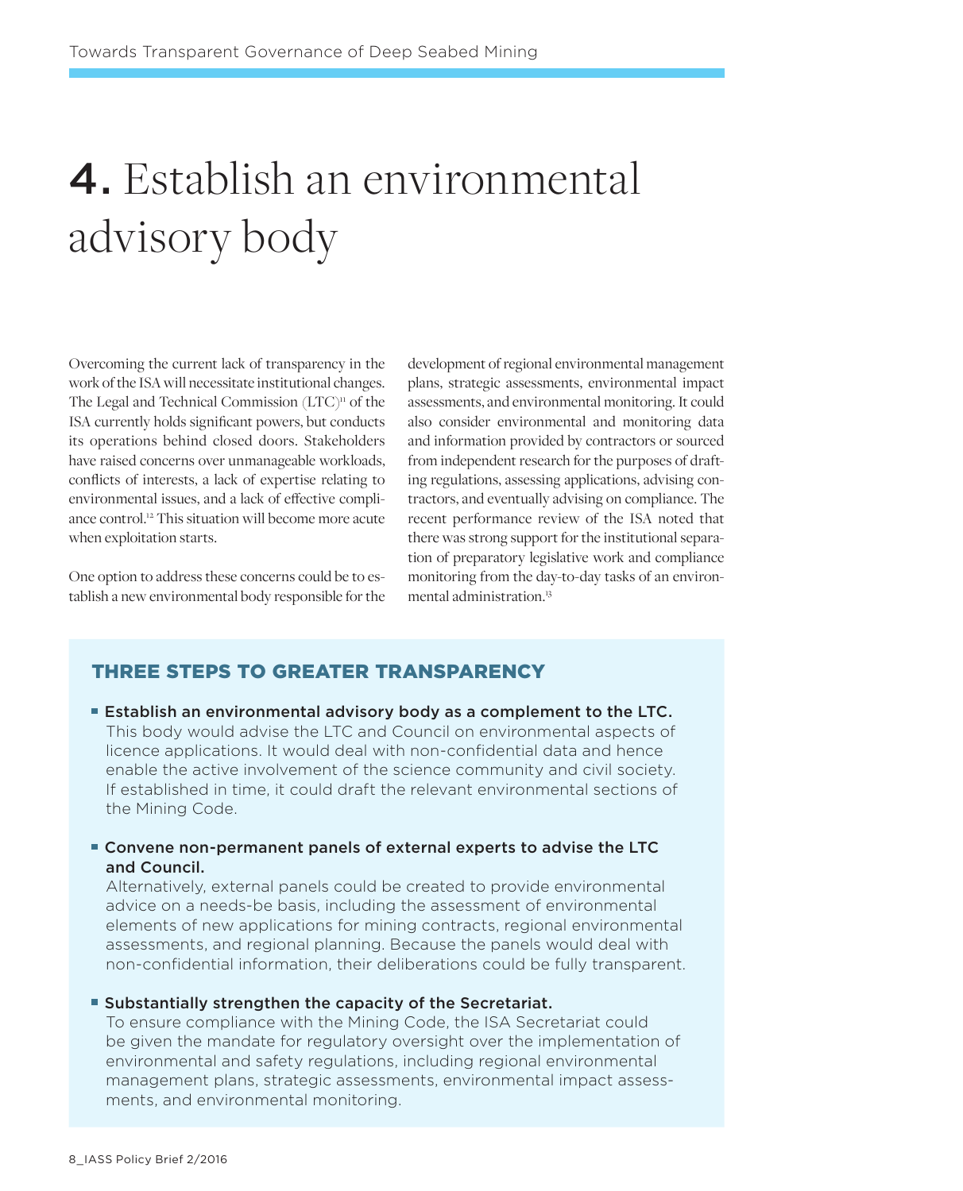# 4. Establish an environmental advisory body

Overcoming the current lack of transparency in the work of the ISA will necessitate institutional changes. The Legal and Technical Commission (LTC)[11] of the ISA currently holds significant powers, but conducts its operations behind closed doors. Stakeholders have raised concerns over unmanageable workloads, conflicts of interests, a lack of expertise relating to environmental issues, and a lack of effective compliance control.[12] This situation will become more acute when exploitation starts.

One option to address these concerns could be to establish a new environmental body responsible for the development of regional environmental management plans, strategic assessments, environmental impact assessments, and environmental monitoring. It could also consider environmental and monitoring data and information provided by contractors or sourced from independent research for the purposes of drafting regulations, assessing applications, advising contractors, and eventually advising on compliance. The recent performance review of the ISA noted that there was strong support for the institutional separation of preparatory legislative work and compliance monitoring from the day-to-day tasks of an environmental administration.[13]

## THREE STEPS TO GREATER TRANSPARENCY

- **Establish an environmental advisory body as a complement to the LTC.**
  This body would advise the LTC and Council on environmental aspects of licence applications. It would deal with non-confidential data and hence enable the active involvement of the science community and civil society. If established in time, it could draft the relevant environmental sections of the Mining Code.

- **Convene non-permanent panels of external experts to advise the LTC and Council.**
  Alternatively, external panels could be created to provide environmental advice on a needs-be basis, including the assessment of environmental elements of new applications for mining contracts, regional environmental assessments, and regional planning. Because the panels would deal with non-confidential information, their deliberations could be fully transparent.

- **Substantially strengthen the capacity of the Secretariat.**
  To ensure compliance with the Mining Code, the ISA Secretariat could be given the mandate for regulatory oversight over the implementation of environmental and safety regulations, including regional environmental management plans, strategic assessments, environmental impact assessments, and environmental monitoring.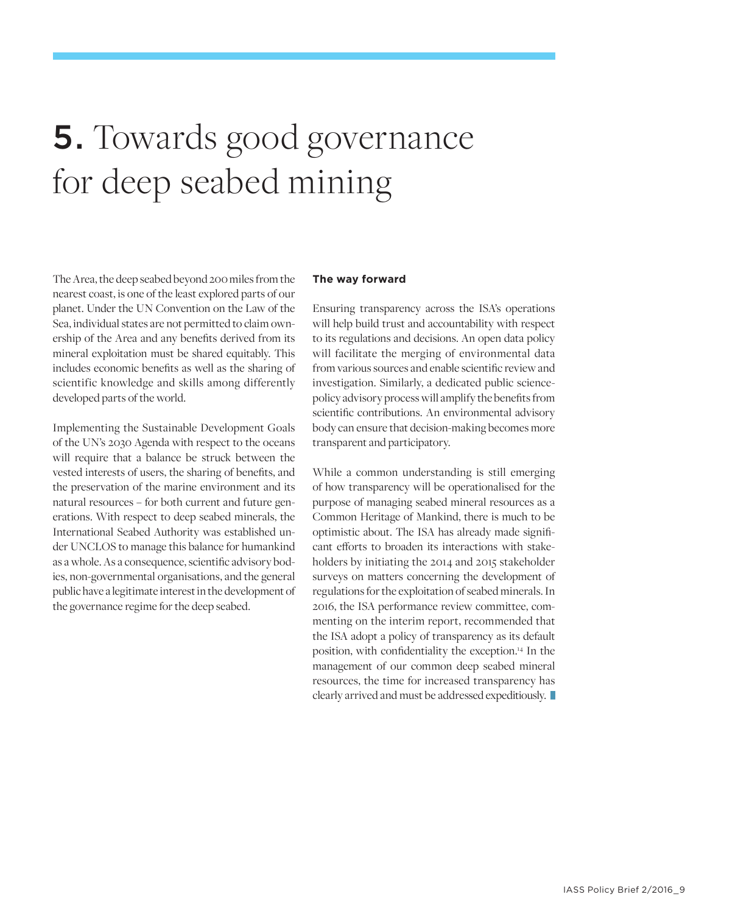# 5. Towards good governance for deep seabed mining

The Area, the deep seabed beyond 200 miles from the nearest coast, is one of the least explored parts of our planet. Under the UN Convention on the Law of the Sea, individual states are not permitted to claim ownership of the Area and any benefits derived from its mineral exploitation must be shared equitably. This includes economic benefits as well as the sharing of scientific knowledge and skills among differently developed parts of the world.

Implementing the Sustainable Development Goals of the UN's 2030 Agenda with respect to the oceans will require that a balance be struck between the vested interests of users, the sharing of benefits, and the preservation of the marine environment and its natural resources – for both current and future generations. With respect to deep seabed minerals, the International Seabed Authority was established under UNCLOS to manage this balance for humankind as a whole. As a consequence, scientific advisory bodies, non-governmental organisations, and the general public have a legitimate interest in the development of the governance regime for the deep seabed.

**The way forward**

Ensuring transparency across the ISA's operations will help build trust and accountability with respect to its regulations and decisions. An open data policy will facilitate the merging of environmental data from various sources and enable scientific review and investigation. Similarly, a dedicated public science-policy advisory process will amplify the benefits from scientific contributions. An environmental advisory body can ensure that decision-making becomes more transparent and participatory.

While a common understanding is still emerging of how transparency will be operationalised for the purpose of managing seabed mineral resources as a Common Heritage of Mankind, there is much to be optimistic about. The ISA has already made significant efforts to broaden its interactions with stakeholders by initiating the 2014 and 2015 stakeholder surveys on matters concerning the development of regulations for the exploitation of seabed minerals. In 2016, the ISA performance review committee, commenting on the interim report, recommended that the ISA adopt a policy of transparency as its default position, with confidentiality the exception.[14] In the management of our common deep seabed mineral resources, the time for increased transparency has clearly arrived and must be addressed expeditiously.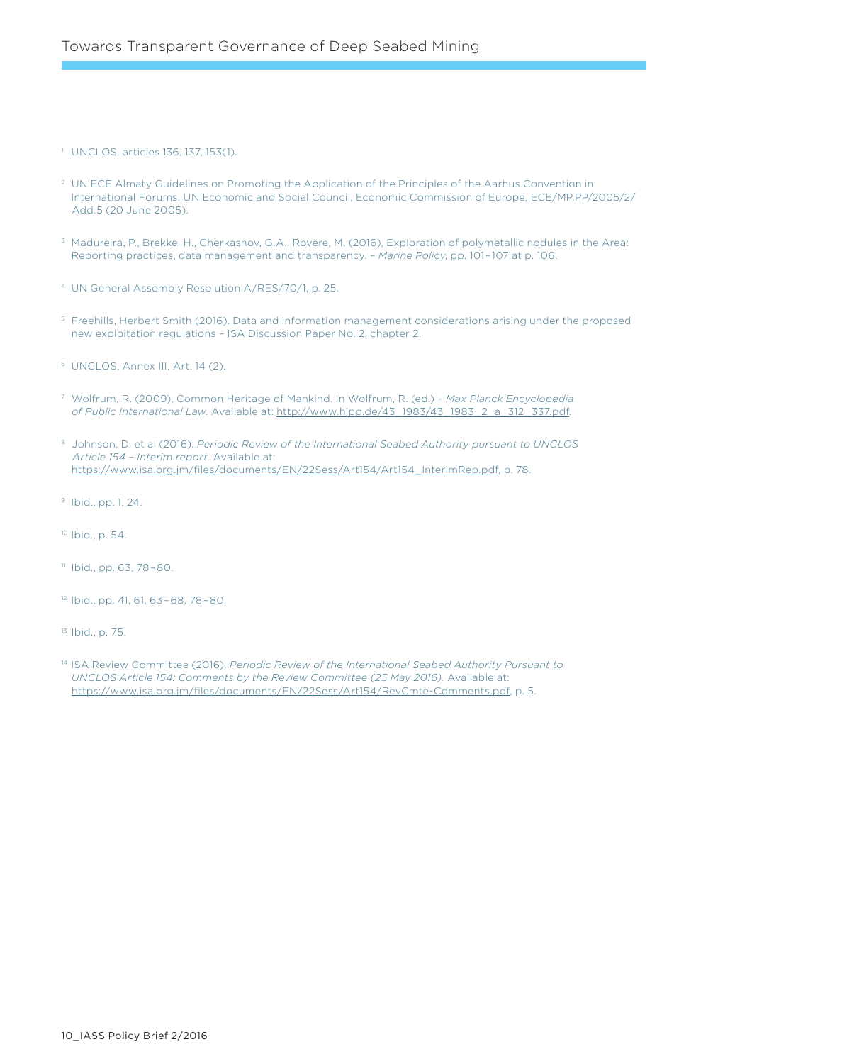[1] UNCLOS, articles 136, 137, 153(1).

[2] UN ECE Almaty Guidelines on Promoting the Application of the Principles of the Aarhus Convention in International Forums. UN Economic and Social Council, Economic Commission of Europe, ECE/MP.PP/2005/2/Add.5 (20 June 2005).

[3] Madureira, P., Brekke, H., Cherkashov, G.A., Rovere, M. (2016), Exploration of polymetallic nodules in the Area: Reporting practices, data management and transparency. – *Marine Policy*, pp. 101–107 at p. 106.

[4] UN General Assembly Resolution A/RES/70/1, p. 25.

[5] Freehills, Herbert Smith (2016). Data and information management considerations arising under the proposed new exploitation regulations – ISA Discussion Paper No. 2, chapter 2.

[6] UNCLOS, Annex III, Art. 14 (2).

[7] Wolfrum, R. (2009), Common Heritage of Mankind. In Wolfrum, R. (ed.) – *Max Planck Encyclopedia of Public International Law.* Available at: http://www.hjpp.de/43_1983/43_1983_2_a_312_337.pdf.

[8] Johnson, D. et al (2016). *Periodic Review of the International Seabed Authority pursuant to UNCLOS Article 154 – Interim report.* Available at: https://www.isa.org.jm/files/documents/EN/22Sess/Art154/Art154_InterimRep.pdf, p. 78.

[9] Ibid., pp. 1, 24.

[10] Ibid., p. 54.

[11] Ibid., pp. 63, 78–80.

[12] Ibid., pp. 41, 61, 63–68, 78–80.

[13] Ibid., p. 75.

[14] ISA Review Committee (2016). *Periodic Review of the International Seabed Authority Pursuant to UNCLOS Article 154: Comments by the Review Committee (25 May 2016).* Available at: https://www.isa.org.jm/files/documents/EN/22Sess/Art154/RevCmte-Comments.pdf, p. 5.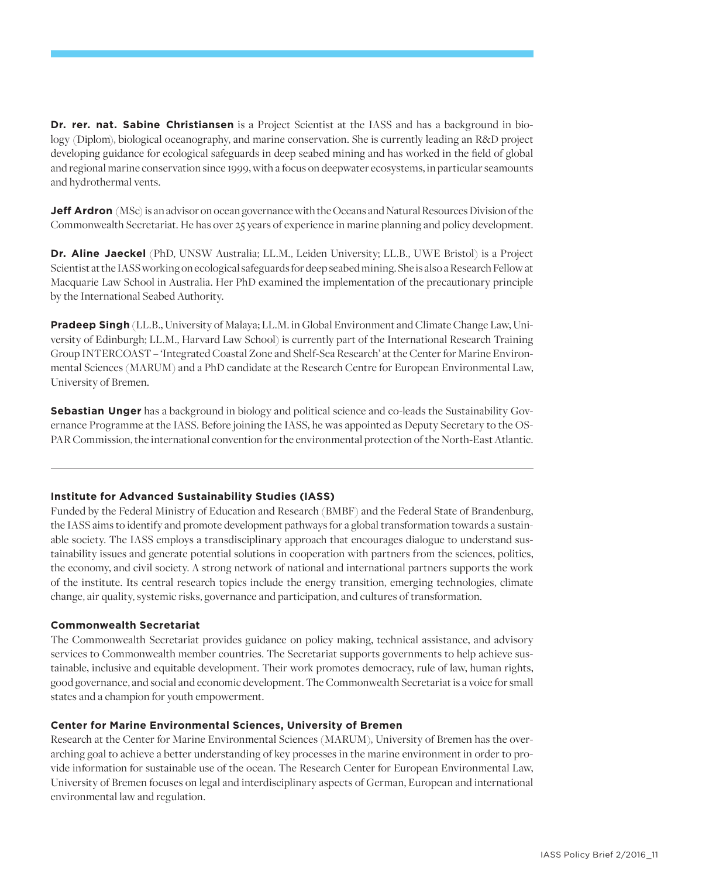**Dr. rer. nat. Sabine Christiansen** is a Project Scientist at the IASS and has a background in biology (Diplom), biological oceanography, and marine conservation. She is currently leading an R&D project developing guidance for ecological safeguards in deep seabed mining and has worked in the field of global and regional marine conservation since 1999, with a focus on deepwater ecosystems, in particular seamounts and hydrothermal vents.

**Jeff Ardron** (MSc) is an advisor on ocean governance with the Oceans and Natural Resources Division of the Commonwealth Secretariat. He has over 25 years of experience in marine planning and policy development.

**Dr. Aline Jaeckel** (PhD, UNSW Australia; LL.M., Leiden University; LL.B., UWE Bristol) is a Project Scientist at the IASS working on ecological safeguards for deep seabed mining. She is also a Research Fellow at Macquarie Law School in Australia. Her PhD examined the implementation of the precautionary principle by the International Seabed Authority.

**Pradeep Singh** (LL.B., University of Malaya; LL.M. in Global Environment and Climate Change Law, University of Edinburgh; LL.M., Harvard Law School) is currently part of the International Research Training Group INTERCOAST – 'Integrated Coastal Zone and Shelf-Sea Research' at the Center for Marine Environmental Sciences (MARUM) and a PhD candidate at the Research Centre for European Environmental Law, University of Bremen.

**Sebastian Unger** has a background in biology and political science and co-leads the Sustainability Governance Programme at the IASS. Before joining the IASS, he was appointed as Deputy Secretary to the OSPAR Commission, the international convention for the environmental protection of the North-East Atlantic.

---

**Institute for Advanced Sustainability Studies (IASS)**

Funded by the Federal Ministry of Education and Research (BMBF) and the Federal State of Brandenburg, the IASS aims to identify and promote development pathways for a global transformation towards a sustainable society. The IASS employs a transdisciplinary approach that encourages dialogue to understand sustainability issues and generate potential solutions in cooperation with partners from the sciences, politics, the economy, and civil society. A strong network of national and international partners supports the work of the institute. Its central research topics include the energy transition, emerging technologies, climate change, air quality, systemic risks, governance and participation, and cultures of transformation.

**Commonwealth Secretariat**

The Commonwealth Secretariat provides guidance on policy making, technical assistance, and advisory services to Commonwealth member countries. The Secretariat supports governments to help achieve sustainable, inclusive and equitable development. Their work promotes democracy, rule of law, human rights, good governance, and social and economic development. The Commonwealth Secretariat is a voice for small states and a champion for youth empowerment.

**Center for Marine Environmental Sciences, University of Bremen**

Research at the Center for Marine Environmental Sciences (MARUM), University of Bremen has the overarching goal to achieve a better understanding of key processes in the marine environment in order to provide information for sustainable use of the ocean. The Research Center for European Environmental Law, University of Bremen focuses on legal and interdisciplinary aspects of German, European and international environmental law and regulation.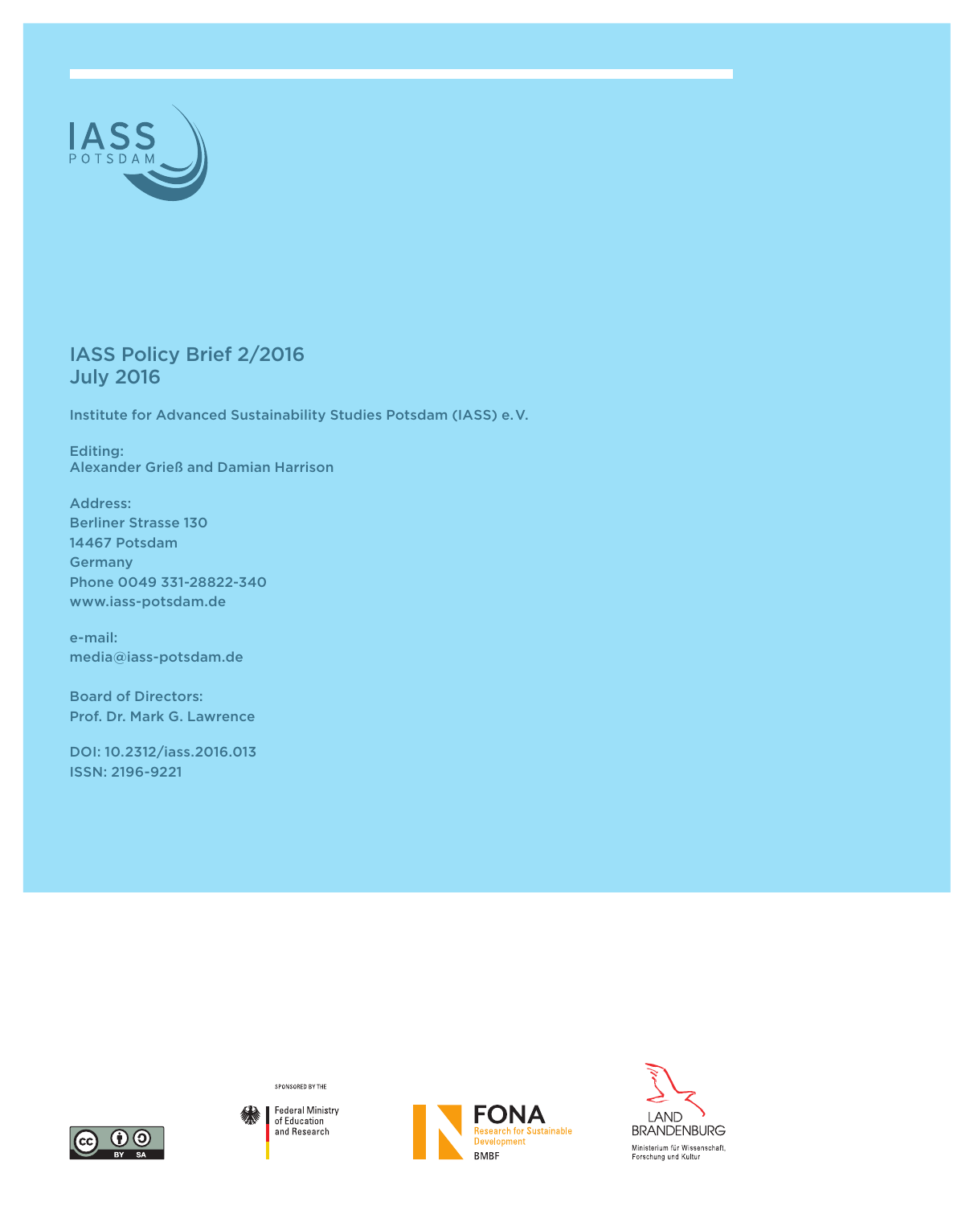IASS Policy Brief 2/2016
July 2016

Institute for Advanced Sustainability Studies Potsdam (IASS) e. V.

Editing:
Alexander Grieß and Damian Harrison

Address:
Berliner Strasse 130
14467 Potsdam
Germany
Phone 0049 331-28822-340
www.iass-potsdam.de

e-mail:
media@iass-potsdam.de

Board of Directors:
Prof. Dr. Mark G. Lawrence

DOI: 10.2312/iass.2016.013
ISSN: 2196-9221

SPONSORED BY THE

Federal Ministry
of Education
and Research

FONA
Research for Sustainable
Development
BMBF

LAND
BRANDENBURG

Ministerium für Wissenschaft,
Forschung und Kultur